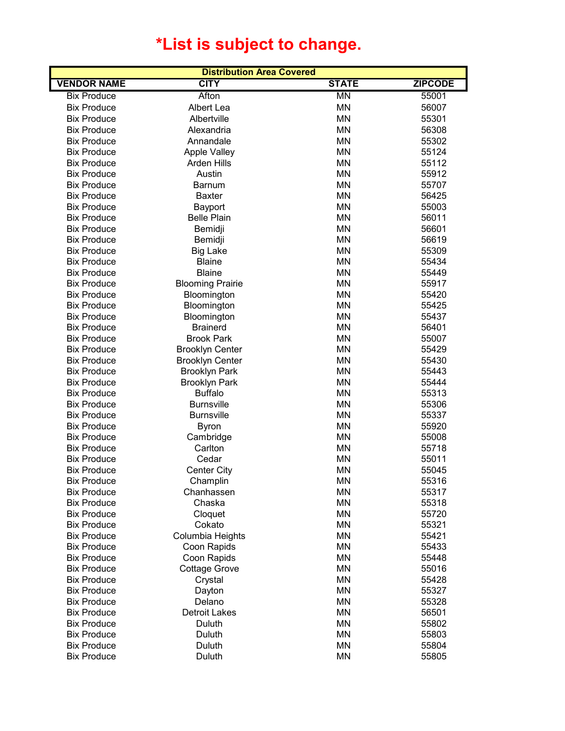# *List is subject to change.

| Distribution Area Covered | | | |
|---|---|---|---|
| VENDOR NAME | CITY | STATE | ZIPCODE |
| Bix Produce | Afton | MN | 55001 |
| Bix Produce | Albert Lea | MN | 56007 |
| Bix Produce | Albertville | MN | 55301 |
| Bix Produce | Alexandria | MN | 56308 |
| Bix Produce | Annandale | MN | 55302 |
| Bix Produce | Apple Valley | MN | 55124 |
| Bix Produce | Arden Hills | MN | 55112 |
| Bix Produce | Austin | MN | 55912 |
| Bix Produce | Barnum | MN | 55707 |
| Bix Produce | Baxter | MN | 56425 |
| Bix Produce | Bayport | MN | 55003 |
| Bix Produce | Belle Plain | MN | 56011 |
| Bix Produce | Bemidji | MN | 56601 |
| Bix Produce | Bemidji | MN | 56619 |
| Bix Produce | Big Lake | MN | 55309 |
| Bix Produce | Blaine | MN | 55434 |
| Bix Produce | Blaine | MN | 55449 |
| Bix Produce | Blooming Prairie | MN | 55917 |
| Bix Produce | Bloomington | MN | 55420 |
| Bix Produce | Bloomington | MN | 55425 |
| Bix Produce | Bloomington | MN | 55437 |
| Bix Produce | Brainerd | MN | 56401 |
| Bix Produce | Brook Park | MN | 55007 |
| Bix Produce | Brooklyn Center | MN | 55429 |
| Bix Produce | Brooklyn Center | MN | 55430 |
| Bix Produce | Brooklyn Park | MN | 55443 |
| Bix Produce | Brooklyn Park | MN | 55444 |
| Bix Produce | Buffalo | MN | 55313 |
| Bix Produce | Burnsville | MN | 55306 |
| Bix Produce | Burnsville | MN | 55337 |
| Bix Produce | Byron | MN | 55920 |
| Bix Produce | Cambridge | MN | 55008 |
| Bix Produce | Carlton | MN | 55718 |
| Bix Produce | Cedar | MN | 55011 |
| Bix Produce | Center City | MN | 55045 |
| Bix Produce | Champlin | MN | 55316 |
| Bix Produce | Chanhassen | MN | 55317 |
| Bix Produce | Chaska | MN | 55318 |
| Bix Produce | Cloquet | MN | 55720 |
| Bix Produce | Cokato | MN | 55321 |
| Bix Produce | Columbia Heights | MN | 55421 |
| Bix Produce | Coon Rapids | MN | 55433 |
| Bix Produce | Coon Rapids | MN | 55448 |
| Bix Produce | Cottage Grove | MN | 55016 |
| Bix Produce | Crystal | MN | 55428 |
| Bix Produce | Dayton | MN | 55327 |
| Bix Produce | Delano | MN | 55328 |
| Bix Produce | Detroit Lakes | MN | 56501 |
| Bix Produce | Duluth | MN | 55802 |
| Bix Produce | Duluth | MN | 55803 |
| Bix Produce | Duluth | MN | 55804 |
| Bix Produce | Duluth | MN | 55805 |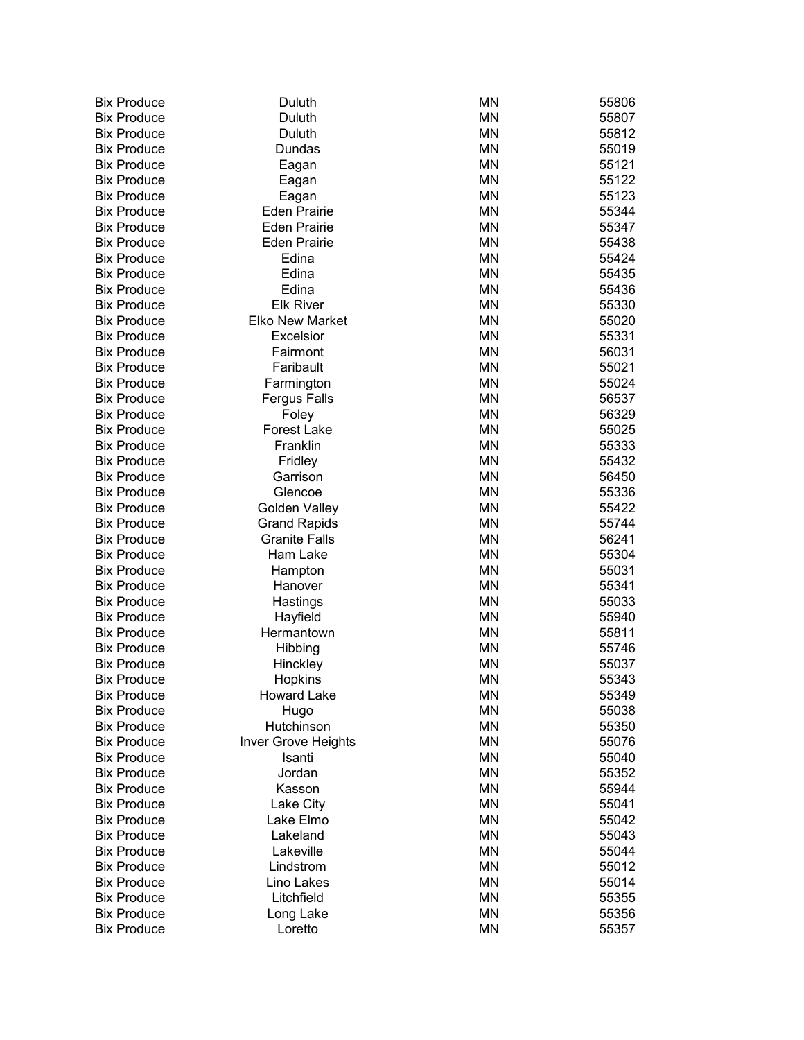| Bix Produce | Duluth | MN | 55806 |
|---|---|---|---|
| Bix Produce | Duluth | MN | 55807 |
| Bix Produce | Duluth | MN | 55812 |
| Bix Produce | Dundas | MN | 55019 |
| Bix Produce | Eagan | MN | 55121 |
| Bix Produce | Eagan | MN | 55122 |
| Bix Produce | Eagan | MN | 55123 |
| Bix Produce | Eden Prairie | MN | 55344 |
| Bix Produce | Eden Prairie | MN | 55347 |
| Bix Produce | Eden Prairie | MN | 55438 |
| Bix Produce | Edina | MN | 55424 |
| Bix Produce | Edina | MN | 55435 |
| Bix Produce | Edina | MN | 55436 |
| Bix Produce | Elk River | MN | 55330 |
| Bix Produce | Elko New Market | MN | 55020 |
| Bix Produce | Excelsior | MN | 55331 |
| Bix Produce | Fairmont | MN | 56031 |
| Bix Produce | Faribault | MN | 55021 |
| Bix Produce | Farmington | MN | 55024 |
| Bix Produce | Fergus Falls | MN | 56537 |
| Bix Produce | Foley | MN | 56329 |
| Bix Produce | Forest Lake | MN | 55025 |
| Bix Produce | Franklin | MN | 55333 |
| Bix Produce | Fridley | MN | 55432 |
| Bix Produce | Garrison | MN | 56450 |
| Bix Produce | Glencoe | MN | 55336 |
| Bix Produce | Golden Valley | MN | 55422 |
| Bix Produce | Grand Rapids | MN | 55744 |
| Bix Produce | Granite Falls | MN | 56241 |
| Bix Produce | Ham Lake | MN | 55304 |
| Bix Produce | Hampton | MN | 55031 |
| Bix Produce | Hanover | MN | 55341 |
| Bix Produce | Hastings | MN | 55033 |
| Bix Produce | Hayfield | MN | 55940 |
| Bix Produce | Hermantown | MN | 55811 |
| Bix Produce | Hibbing | MN | 55746 |
| Bix Produce | Hinckley | MN | 55037 |
| Bix Produce | Hopkins | MN | 55343 |
| Bix Produce | Howard Lake | MN | 55349 |
| Bix Produce | Hugo | MN | 55038 |
| Bix Produce | Hutchinson | MN | 55350 |
| Bix Produce | Inver Grove Heights | MN | 55076 |
| Bix Produce | Isanti | MN | 55040 |
| Bix Produce | Jordan | MN | 55352 |
| Bix Produce | Kasson | MN | 55944 |
| Bix Produce | Lake City | MN | 55041 |
| Bix Produce | Lake Elmo | MN | 55042 |
| Bix Produce | Lakeland | MN | 55043 |
| Bix Produce | Lakeville | MN | 55044 |
| Bix Produce | Lindstrom | MN | 55012 |
| Bix Produce | Lino Lakes | MN | 55014 |
| Bix Produce | Litchfield | MN | 55355 |
| Bix Produce | Long Lake | MN | 55356 |
| Bix Produce | Loretto | MN | 55357 |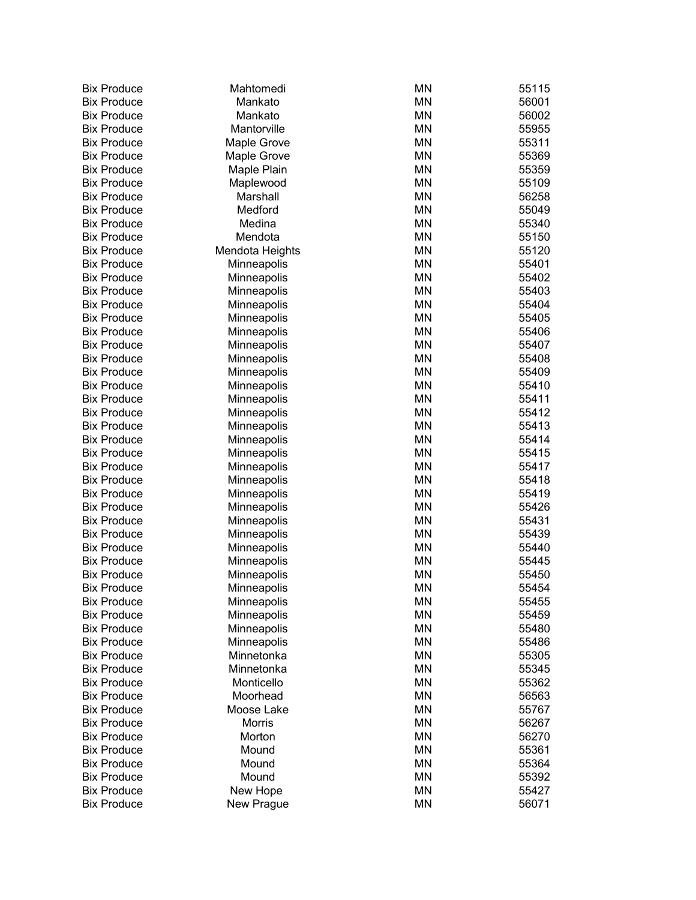| | | | |
|---|---|---|---|
| Bix Produce | Mahtomedi | MN | 55115 |
| Bix Produce | Mankato | MN | 56001 |
| Bix Produce | Mankato | MN | 56002 |
| Bix Produce | Mantorville | MN | 55955 |
| Bix Produce | Maple Grove | MN | 55311 |
| Bix Produce | Maple Grove | MN | 55369 |
| Bix Produce | Maple Plain | MN | 55359 |
| Bix Produce | Maplewood | MN | 55109 |
| Bix Produce | Marshall | MN | 56258 |
| Bix Produce | Medford | MN | 55049 |
| Bix Produce | Medina | MN | 55340 |
| Bix Produce | Mendota | MN | 55150 |
| Bix Produce | Mendota Heights | MN | 55120 |
| Bix Produce | Minneapolis | MN | 55401 |
| Bix Produce | Minneapolis | MN | 55402 |
| Bix Produce | Minneapolis | MN | 55403 |
| Bix Produce | Minneapolis | MN | 55404 |
| Bix Produce | Minneapolis | MN | 55405 |
| Bix Produce | Minneapolis | MN | 55406 |
| Bix Produce | Minneapolis | MN | 55407 |
| Bix Produce | Minneapolis | MN | 55408 |
| Bix Produce | Minneapolis | MN | 55409 |
| Bix Produce | Minneapolis | MN | 55410 |
| Bix Produce | Minneapolis | MN | 55411 |
| Bix Produce | Minneapolis | MN | 55412 |
| Bix Produce | Minneapolis | MN | 55413 |
| Bix Produce | Minneapolis | MN | 55414 |
| Bix Produce | Minneapolis | MN | 55415 |
| Bix Produce | Minneapolis | MN | 55417 |
| Bix Produce | Minneapolis | MN | 55418 |
| Bix Produce | Minneapolis | MN | 55419 |
| Bix Produce | Minneapolis | MN | 55426 |
| Bix Produce | Minneapolis | MN | 55431 |
| Bix Produce | Minneapolis | MN | 55439 |
| Bix Produce | Minneapolis | MN | 55440 |
| Bix Produce | Minneapolis | MN | 55445 |
| Bix Produce | Minneapolis | MN | 55450 |
| Bix Produce | Minneapolis | MN | 55454 |
| Bix Produce | Minneapolis | MN | 55455 |
| Bix Produce | Minneapolis | MN | 55459 |
| Bix Produce | Minneapolis | MN | 55480 |
| Bix Produce | Minneapolis | MN | 55486 |
| Bix Produce | Minnetonka | MN | 55305 |
| Bix Produce | Minnetonka | MN | 55345 |
| Bix Produce | Monticello | MN | 55362 |
| Bix Produce | Moorhead | MN | 56563 |
| Bix Produce | Moose Lake | MN | 55767 |
| Bix Produce | Morris | MN | 56267 |
| Bix Produce | Morton | MN | 56270 |
| Bix Produce | Mound | MN | 55361 |
| Bix Produce | Mound | MN | 55364 |
| Bix Produce | Mound | MN | 55392 |
| Bix Produce | New Hope | MN | 55427 |
| Bix Produce | New Prague | MN | 56071 |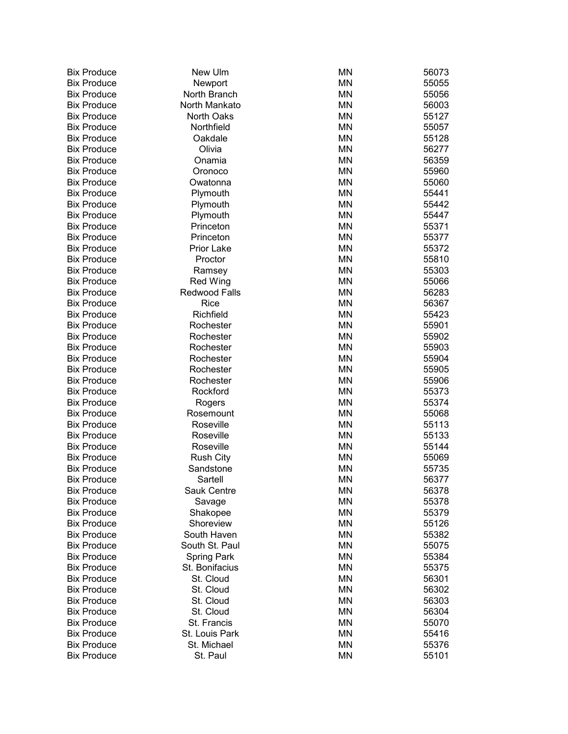| | | | |
|---|---|---|---|
| Bix Produce | New Ulm | MN | 56073 |
| Bix Produce | Newport | MN | 55055 |
| Bix Produce | North Branch | MN | 55056 |
| Bix Produce | North Mankato | MN | 56003 |
| Bix Produce | North Oaks | MN | 55127 |
| Bix Produce | Northfield | MN | 55057 |
| Bix Produce | Oakdale | MN | 55128 |
| Bix Produce | Olivia | MN | 56277 |
| Bix Produce | Onamia | MN | 56359 |
| Bix Produce | Oronoco | MN | 55960 |
| Bix Produce | Owatonna | MN | 55060 |
| Bix Produce | Plymouth | MN | 55441 |
| Bix Produce | Plymouth | MN | 55442 |
| Bix Produce | Plymouth | MN | 55447 |
| Bix Produce | Princeton | MN | 55371 |
| Bix Produce | Princeton | MN | 55377 |
| Bix Produce | Prior Lake | MN | 55372 |
| Bix Produce | Proctor | MN | 55810 |
| Bix Produce | Ramsey | MN | 55303 |
| Bix Produce | Red Wing | MN | 55066 |
| Bix Produce | Redwood Falls | MN | 56283 |
| Bix Produce | Rice | MN | 56367 |
| Bix Produce | Richfield | MN | 55423 |
| Bix Produce | Rochester | MN | 55901 |
| Bix Produce | Rochester | MN | 55902 |
| Bix Produce | Rochester | MN | 55903 |
| Bix Produce | Rochester | MN | 55904 |
| Bix Produce | Rochester | MN | 55905 |
| Bix Produce | Rochester | MN | 55906 |
| Bix Produce | Rockford | MN | 55373 |
| Bix Produce | Rogers | MN | 55374 |
| Bix Produce | Rosemount | MN | 55068 |
| Bix Produce | Roseville | MN | 55113 |
| Bix Produce | Roseville | MN | 55133 |
| Bix Produce | Roseville | MN | 55144 |
| Bix Produce | Rush City | MN | 55069 |
| Bix Produce | Sandstone | MN | 55735 |
| Bix Produce | Sartell | MN | 56377 |
| Bix Produce | Sauk Centre | MN | 56378 |
| Bix Produce | Savage | MN | 55378 |
| Bix Produce | Shakopee | MN | 55379 |
| Bix Produce | Shoreview | MN | 55126 |
| Bix Produce | South Haven | MN | 55382 |
| Bix Produce | South St. Paul | MN | 55075 |
| Bix Produce | Spring Park | MN | 55384 |
| Bix Produce | St. Bonifacius | MN | 55375 |
| Bix Produce | St. Cloud | MN | 56301 |
| Bix Produce | St. Cloud | MN | 56302 |
| Bix Produce | St. Cloud | MN | 56303 |
| Bix Produce | St. Cloud | MN | 56304 |
| Bix Produce | St. Francis | MN | 55070 |
| Bix Produce | St. Louis Park | MN | 55416 |
| Bix Produce | St. Michael | MN | 55376 |
| Bix Produce | St. Paul | MN | 55101 |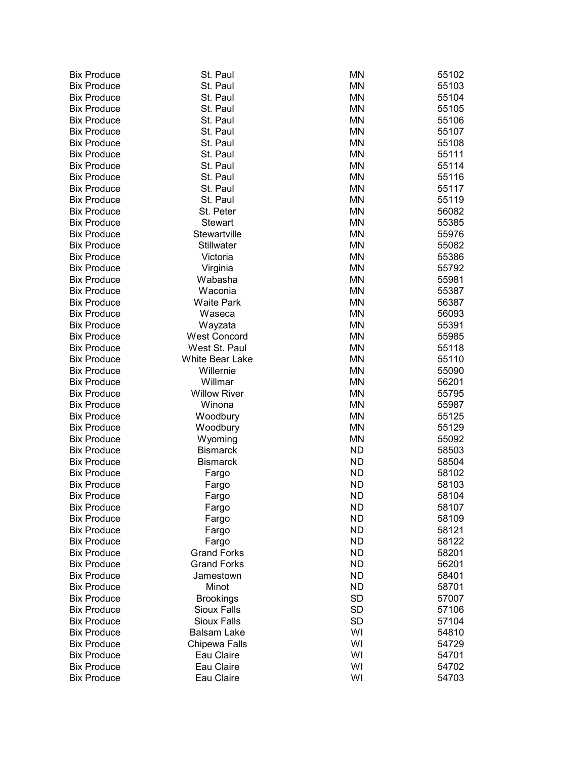| | | | |
|---|---|---|---|
| Bix Produce | St. Paul | MN | 55102 |
| Bix Produce | St. Paul | MN | 55103 |
| Bix Produce | St. Paul | MN | 55104 |
| Bix Produce | St. Paul | MN | 55105 |
| Bix Produce | St. Paul | MN | 55106 |
| Bix Produce | St. Paul | MN | 55107 |
| Bix Produce | St. Paul | MN | 55108 |
| Bix Produce | St. Paul | MN | 55111 |
| Bix Produce | St. Paul | MN | 55114 |
| Bix Produce | St. Paul | MN | 55116 |
| Bix Produce | St. Paul | MN | 55117 |
| Bix Produce | St. Paul | MN | 55119 |
| Bix Produce | St. Peter | MN | 56082 |
| Bix Produce | Stewart | MN | 55385 |
| Bix Produce | Stewartville | MN | 55976 |
| Bix Produce | Stillwater | MN | 55082 |
| Bix Produce | Victoria | MN | 55386 |
| Bix Produce | Virginia | MN | 55792 |
| Bix Produce | Wabasha | MN | 55981 |
| Bix Produce | Waconia | MN | 55387 |
| Bix Produce | Waite Park | MN | 56387 |
| Bix Produce | Waseca | MN | 56093 |
| Bix Produce | Wayzata | MN | 55391 |
| Bix Produce | West Concord | MN | 55985 |
| Bix Produce | West St. Paul | MN | 55118 |
| Bix Produce | White Bear Lake | MN | 55110 |
| Bix Produce | Willernie | MN | 55090 |
| Bix Produce | Willmar | MN | 56201 |
| Bix Produce | Willow River | MN | 55795 |
| Bix Produce | Winona | MN | 55987 |
| Bix Produce | Woodbury | MN | 55125 |
| Bix Produce | Woodbury | MN | 55129 |
| Bix Produce | Wyoming | MN | 55092 |
| Bix Produce | Bismarck | ND | 58503 |
| Bix Produce | Bismarck | ND | 58504 |
| Bix Produce | Fargo | ND | 58102 |
| Bix Produce | Fargo | ND | 58103 |
| Bix Produce | Fargo | ND | 58104 |
| Bix Produce | Fargo | ND | 58107 |
| Bix Produce | Fargo | ND | 58109 |
| Bix Produce | Fargo | ND | 58121 |
| Bix Produce | Fargo | ND | 58122 |
| Bix Produce | Grand Forks | ND | 58201 |
| Bix Produce | Grand Forks | ND | 56201 |
| Bix Produce | Jamestown | ND | 58401 |
| Bix Produce | Minot | ND | 58701 |
| Bix Produce | Brookings | SD | 57007 |
| Bix Produce | Sioux Falls | SD | 57106 |
| Bix Produce | Sioux Falls | SD | 57104 |
| Bix Produce | Balsam Lake | WI | 54810 |
| Bix Produce | Chipewa Falls | WI | 54729 |
| Bix Produce | Eau Claire | WI | 54701 |
| Bix Produce | Eau Claire | WI | 54702 |
| Bix Produce | Eau Claire | WI | 54703 |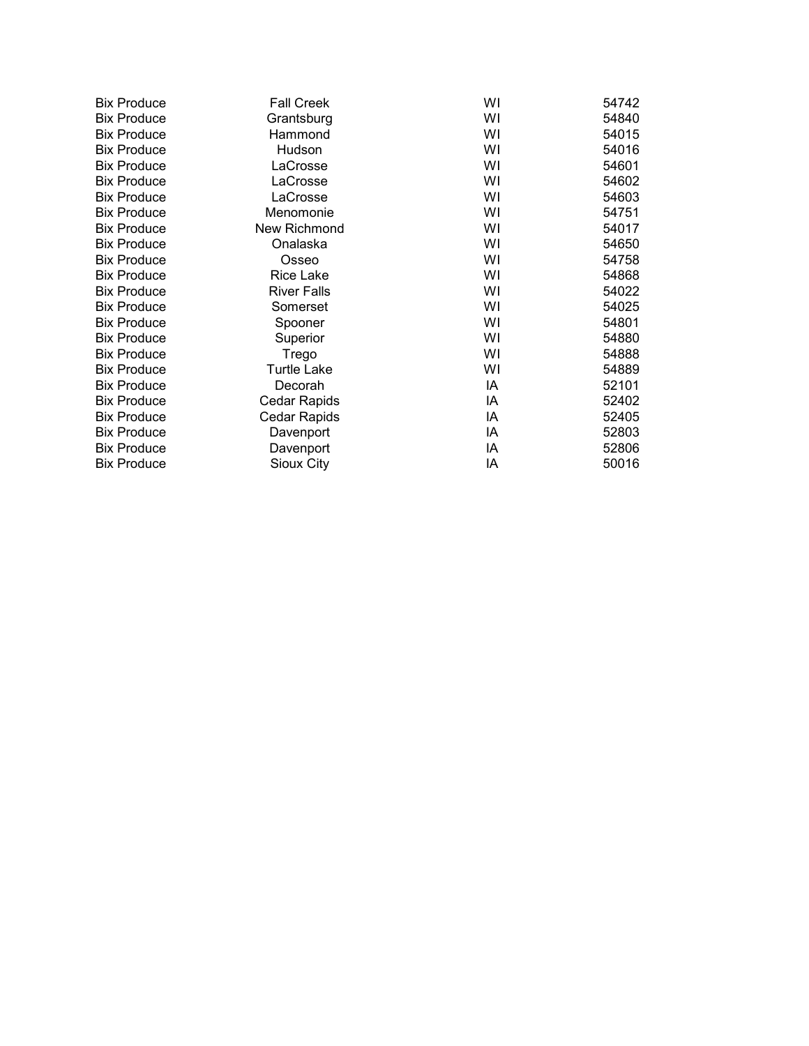| | | | |
|---|---|---|---|
| Bix Produce | Fall Creek | WI | 54742 |
| Bix Produce | Grantsburg | WI | 54840 |
| Bix Produce | Hammond | WI | 54015 |
| Bix Produce | Hudson | WI | 54016 |
| Bix Produce | LaCrosse | WI | 54601 |
| Bix Produce | LaCrosse | WI | 54602 |
| Bix Produce | LaCrosse | WI | 54603 |
| Bix Produce | Menomonie | WI | 54751 |
| Bix Produce | New Richmond | WI | 54017 |
| Bix Produce | Onalaska | WI | 54650 |
| Bix Produce | Osseo | WI | 54758 |
| Bix Produce | Rice Lake | WI | 54868 |
| Bix Produce | River Falls | WI | 54022 |
| Bix Produce | Somerset | WI | 54025 |
| Bix Produce | Spooner | WI | 54801 |
| Bix Produce | Superior | WI | 54880 |
| Bix Produce | Trego | WI | 54888 |
| Bix Produce | Turtle Lake | WI | 54889 |
| Bix Produce | Decorah | IA | 52101 |
| Bix Produce | Cedar Rapids | IA | 52402 |
| Bix Produce | Cedar Rapids | IA | 52405 |
| Bix Produce | Davenport | IA | 52803 |
| Bix Produce | Davenport | IA | 52806 |
| Bix Produce | Sioux City | IA | 50016 |